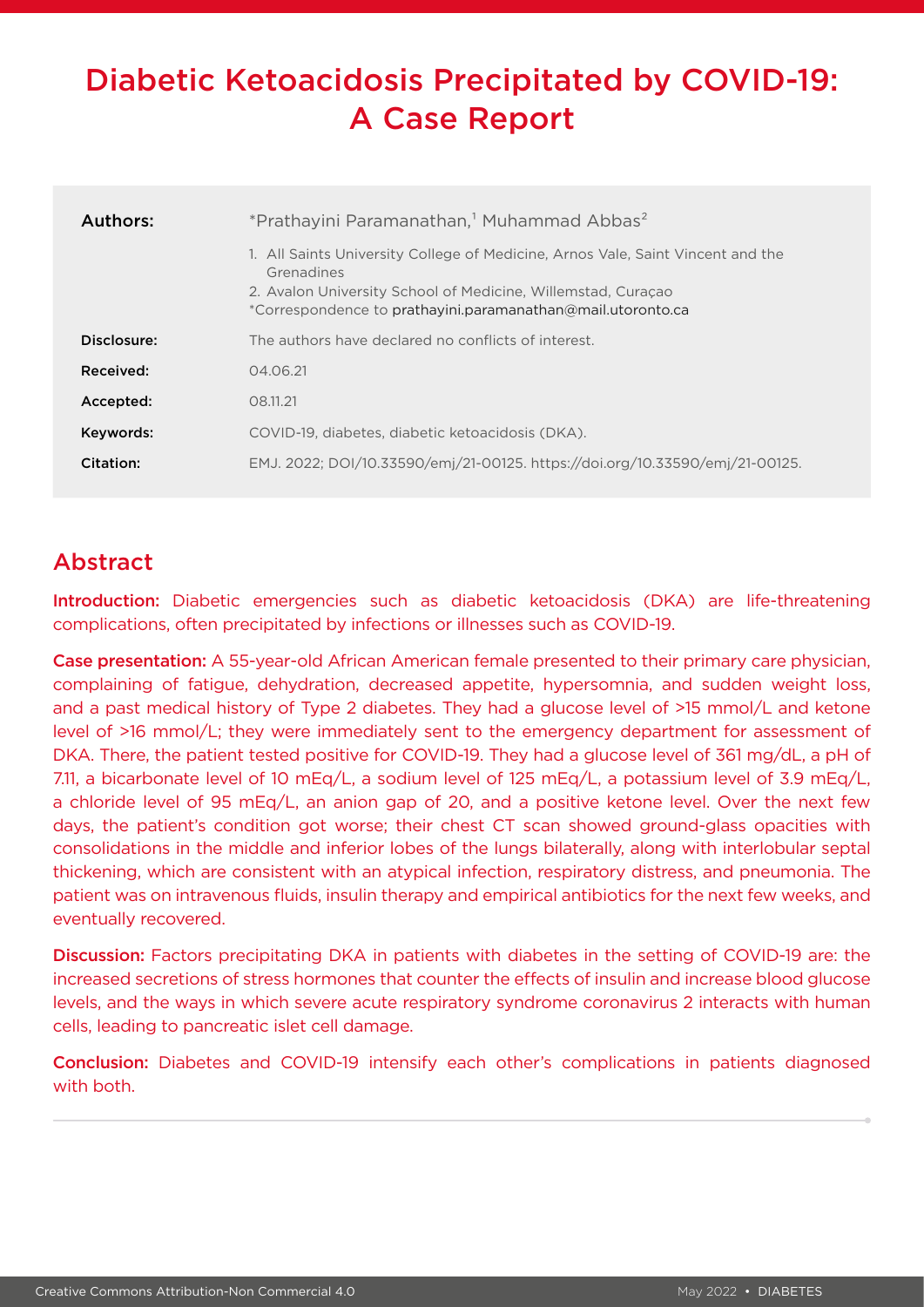# Diabetic Ketoacidosis Precipitated by COVID-19: A Case Report

| | |
|---|---|
| **Authors:** | *Prathayini Paramanathan,[1] Muhammad Abbas[2] <br> 1. All Saints University College of Medicine, Arnos Vale, Saint Vincent and the Grenadines <br> 2. Avalon University School of Medicine, Willemstad, Curaçao <br> *Correspondence to prathayini.paramanathan@mail.utoronto.ca |
| **Disclosure:** | The authors have declared no conflicts of interest. |
| **Received:** | 04.06.21 |
| **Accepted:** | 08.11.21 |
| **Keywords:** | COVID-19, diabetes, diabetic ketoacidosis (DKA). |
| **Citation:** | EMJ. 2022; DOI/10.33590/emj/21-00125. https://doi.org/10.33590/emj/21-00125. |

## Abstract

**Introduction:** Diabetic emergencies such as diabetic ketoacidosis (DKA) are life-threatening complications, often precipitated by infections or illnesses such as COVID-19.

**Case presentation:** A 55-year-old African American female presented to their primary care physician, complaining of fatigue, dehydration, decreased appetite, hypersomnia, and sudden weight loss, and a past medical history of Type 2 diabetes. They had a glucose level of >15 mmol/L and ketone level of >16 mmol/L; they were immediately sent to the emergency department for assessment of DKA. There, the patient tested positive for COVID-19. They had a glucose level of 361 mg/dL, a pH of 7.11, a bicarbonate level of 10 mEq/L, a sodium level of 125 mEq/L, a potassium level of 3.9 mEq/L, a chloride level of 95 mEq/L, an anion gap of 20, and a positive ketone level. Over the next few days, the patient's condition got worse; their chest CT scan showed ground-glass opacities with consolidations in the middle and inferior lobes of the lungs bilaterally, along with interlobular septal thickening, which are consistent with an atypical infection, respiratory distress, and pneumonia. The patient was on intravenous fluids, insulin therapy and empirical antibiotics for the next few weeks, and eventually recovered.

**Discussion:** Factors precipitating DKA in patients with diabetes in the setting of COVID-19 are: the increased secretions of stress hormones that counter the effects of insulin and increase blood glucose levels, and the ways in which severe acute respiratory syndrome coronavirus 2 interacts with human cells, leading to pancreatic islet cell damage.

**Conclusion:** Diabetes and COVID-19 intensify each other's complications in patients diagnosed with both.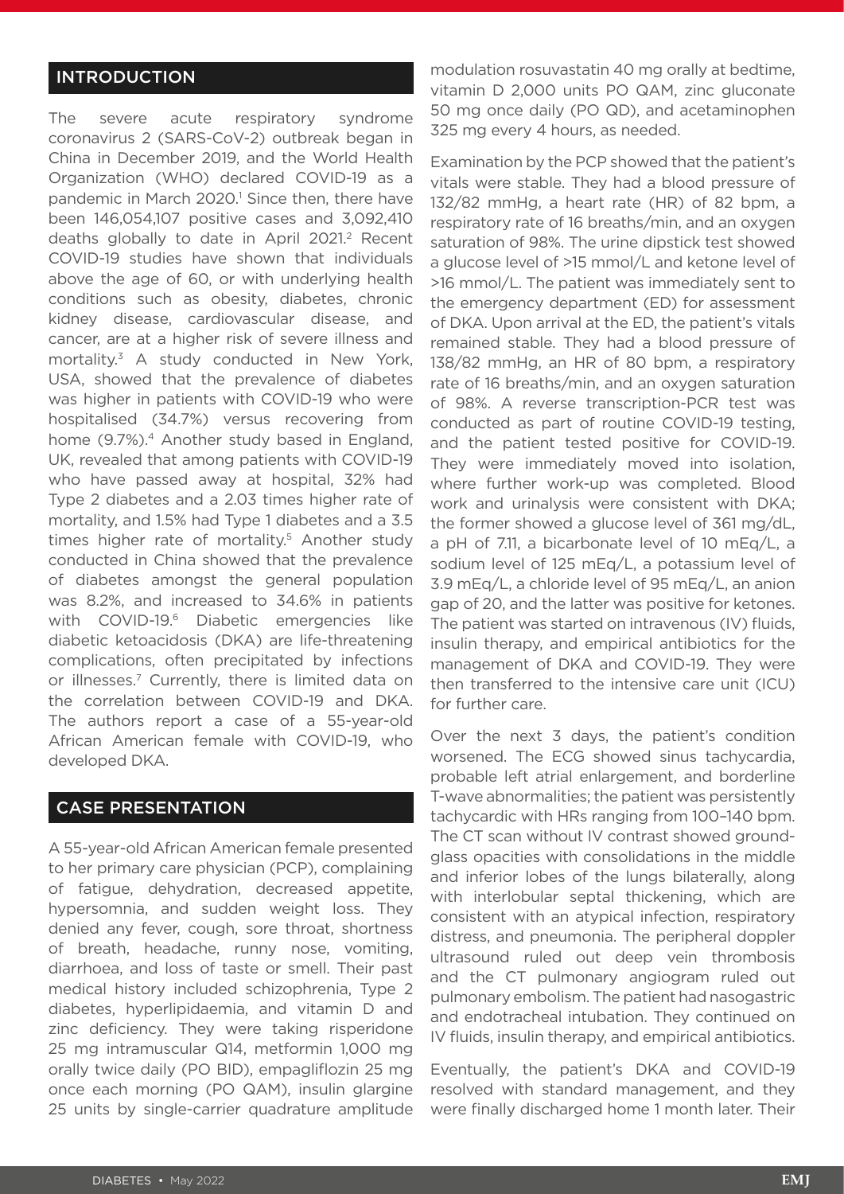## INTRODUCTION

The severe acute respiratory syndrome coronavirus 2 (SARS-CoV-2) outbreak began in China in December 2019, and the World Health Organization (WHO) declared COVID-19 as a pandemic in March 2020.[1] Since then, there have been 146,054,107 positive cases and 3,092,410 deaths globally to date in April 2021.[2] Recent COVID-19 studies have shown that individuals above the age of 60, or with underlying health conditions such as obesity, diabetes, chronic kidney disease, cardiovascular disease, and cancer, are at a higher risk of severe illness and mortality.[3] A study conducted in New York, USA, showed that the prevalence of diabetes was higher in patients with COVID-19 who were hospitalised (34.7%) versus recovering from home (9.7%).[4] Another study based in England, UK, revealed that among patients with COVID-19 who have passed away at hospital, 32% had Type 2 diabetes and a 2.03 times higher rate of mortality, and 1.5% had Type 1 diabetes and a 3.5 times higher rate of mortality.[5] Another study conducted in China showed that the prevalence of diabetes amongst the general population was 8.2%, and increased to 34.6% in patients with COVID-19.[6] Diabetic emergencies like diabetic ketoacidosis (DKA) are life-threatening complications, often precipitated by infections or illnesses.[7] Currently, there is limited data on the correlation between COVID-19 and DKA. The authors report a case of a 55-year-old African American female with COVID-19, who developed DKA.

## CASE PRESENTATION

A 55-year-old African American female presented to her primary care physician (PCP), complaining of fatigue, dehydration, decreased appetite, hypersomnia, and sudden weight loss. They denied any fever, cough, sore throat, shortness of breath, headache, runny nose, vomiting, diarrhoea, and loss of taste or smell. Their past medical history included schizophrenia, Type 2 diabetes, hyperlipidaemia, and vitamin D and zinc deficiency. They were taking risperidone 25 mg intramuscular Q14, metformin 1,000 mg orally twice daily (PO BID), empagliflozin 25 mg once each morning (PO QAM), insulin glargine 25 units by single-carrier quadrature amplitude modulation rosuvastatin 40 mg orally at bedtime, vitamin D 2,000 units PO QAM, zinc gluconate 50 mg once daily (PO QD), and acetaminophen 325 mg every 4 hours, as needed.

Examination by the PCP showed that the patient's vitals were stable. They had a blood pressure of 132/82 mmHg, a heart rate (HR) of 82 bpm, a respiratory rate of 16 breaths/min, and an oxygen saturation of 98%. The urine dipstick test showed a glucose level of >15 mmol/L and ketone level of >16 mmol/L. The patient was immediately sent to the emergency department (ED) for assessment of DKA. Upon arrival at the ED, the patient's vitals remained stable. They had a blood pressure of 138/82 mmHg, an HR of 80 bpm, a respiratory rate of 16 breaths/min, and an oxygen saturation of 98%. A reverse transcription-PCR test was conducted as part of routine COVID-19 testing, and the patient tested positive for COVID-19. They were immediately moved into isolation, where further work-up was completed. Blood work and urinalysis were consistent with DKA; the former showed a glucose level of 361 mg/dL, a pH of 7.11, a bicarbonate level of 10 mEq/L, a sodium level of 125 mEq/L, a potassium level of 3.9 mEq/L, a chloride level of 95 mEq/L, an anion gap of 20, and the latter was positive for ketones. The patient was started on intravenous (IV) fluids, insulin therapy, and empirical antibiotics for the management of DKA and COVID-19. They were then transferred to the intensive care unit (ICU) for further care.

Over the next 3 days, the patient's condition worsened. The ECG showed sinus tachycardia, probable left atrial enlargement, and borderline T-wave abnormalities; the patient was persistently tachycardic with HRs ranging from 100–140 bpm. The CT scan without IV contrast showed ground-glass opacities with consolidations in the middle and inferior lobes of the lungs bilaterally, along with interlobular septal thickening, which are consistent with an atypical infection, respiratory distress, and pneumonia. The peripheral doppler ultrasound ruled out deep vein thrombosis and the CT pulmonary angiogram ruled out pulmonary embolism. The patient had nasogastric and endotracheal intubation. They continued on IV fluids, insulin therapy, and empirical antibiotics.

Eventually, the patient's DKA and COVID-19 resolved with standard management, and they were finally discharged home 1 month later. Their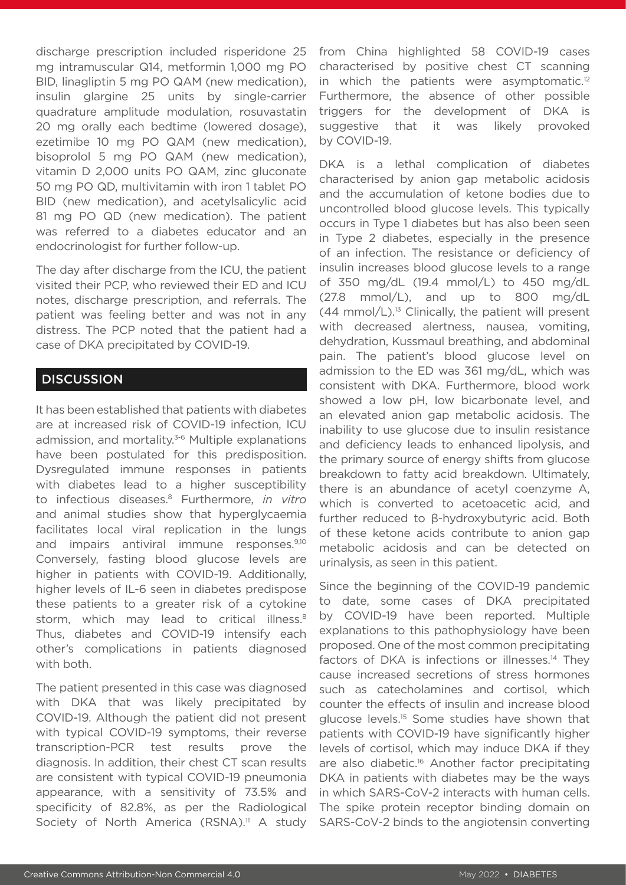discharge prescription included risperidone 25 mg intramuscular Q14, metformin 1,000 mg PO BID, linagliptin 5 mg PO QAM (new medication), insulin glargine 25 units by single-carrier quadrature amplitude modulation, rosuvastatin 20 mg orally each bedtime (lowered dosage), ezetimibe 10 mg PO QAM (new medication), bisoprolol 5 mg PO QAM (new medication), vitamin D 2,000 units PO QAM, zinc gluconate 50 mg PO QD, multivitamin with iron 1 tablet PO BID (new medication), and acetylsalicylic acid 81 mg PO QD (new medication). The patient was referred to a diabetes educator and an endocrinologist for further follow-up.

The day after discharge from the ICU, the patient visited their PCP, who reviewed their ED and ICU notes, discharge prescription, and referrals. The patient was feeling better and was not in any distress. The PCP noted that the patient had a case of DKA precipitated by COVID-19.

## DISCUSSION

It has been established that patients with diabetes are at increased risk of COVID-19 infection, ICU admission, and mortality.[3-6] Multiple explanations have been postulated for this predisposition. Dysregulated immune responses in patients with diabetes lead to a higher susceptibility to infectious diseases.[8] Furthermore, *in vitro* and animal studies show that hyperglycaemia facilitates local viral replication in the lungs and impairs antiviral immune responses.[9,10] Conversely, fasting blood glucose levels are higher in patients with COVID-19. Additionally, higher levels of IL-6 seen in diabetes predispose these patients to a greater risk of a cytokine storm, which may lead to critical illness.[8] Thus, diabetes and COVID-19 intensify each other's complications in patients diagnosed with both.

The patient presented in this case was diagnosed with DKA that was likely precipitated by COVID-19. Although the patient did not present with typical COVID-19 symptoms, their reverse transcription-PCR test results prove the diagnosis. In addition, their chest CT scan results are consistent with typical COVID-19 pneumonia appearance, with a sensitivity of 73.5% and specificity of 82.8%, as per the Radiological Society of North America (RSNA).[11] A study from China highlighted 58 COVID-19 cases characterised by positive chest CT scanning in which the patients were asymptomatic.[12] Furthermore, the absence of other possible triggers for the development of DKA is suggestive that it was likely provoked by COVID-19.

DKA is a lethal complication of diabetes characterised by anion gap metabolic acidosis and the accumulation of ketone bodies due to uncontrolled blood glucose levels. This typically occurs in Type 1 diabetes but has also been seen in Type 2 diabetes, especially in the presence of an infection. The resistance or deficiency of insulin increases blood glucose levels to a range of 350 mg/dL (19.4 mmol/L) to 450 mg/dL (27.8 mmol/L), and up to 800 mg/dL (44 mmol/L).[13] Clinically, the patient will present with decreased alertness, nausea, vomiting, dehydration, Kussmaul breathing, and abdominal pain. The patient's blood glucose level on admission to the ED was 361 mg/dL, which was consistent with DKA. Furthermore, blood work showed a low pH, low bicarbonate level, and an elevated anion gap metabolic acidosis. The inability to use glucose due to insulin resistance and deficiency leads to enhanced lipolysis, and the primary source of energy shifts from glucose breakdown to fatty acid breakdown. Ultimately, there is an abundance of acetyl coenzyme A, which is converted to acetoacetic acid, and further reduced to β-hydroxybutyric acid. Both of these ketone acids contribute to anion gap metabolic acidosis and can be detected on urinalysis, as seen in this patient.

Since the beginning of the COVID-19 pandemic to date, some cases of DKA precipitated by COVID-19 have been reported. Multiple explanations to this pathophysiology have been proposed. One of the most common precipitating factors of DKA is infections or illnesses.[14] They cause increased secretions of stress hormones such as catecholamines and cortisol, which counter the effects of insulin and increase blood glucose levels.[15] Some studies have shown that patients with COVID-19 have significantly higher levels of cortisol, which may induce DKA if they are also diabetic.[16] Another factor precipitating DKA in patients with diabetes may be the ways in which SARS-CoV-2 interacts with human cells. The spike protein receptor binding domain on SARS-CoV-2 binds to the angiotensin converting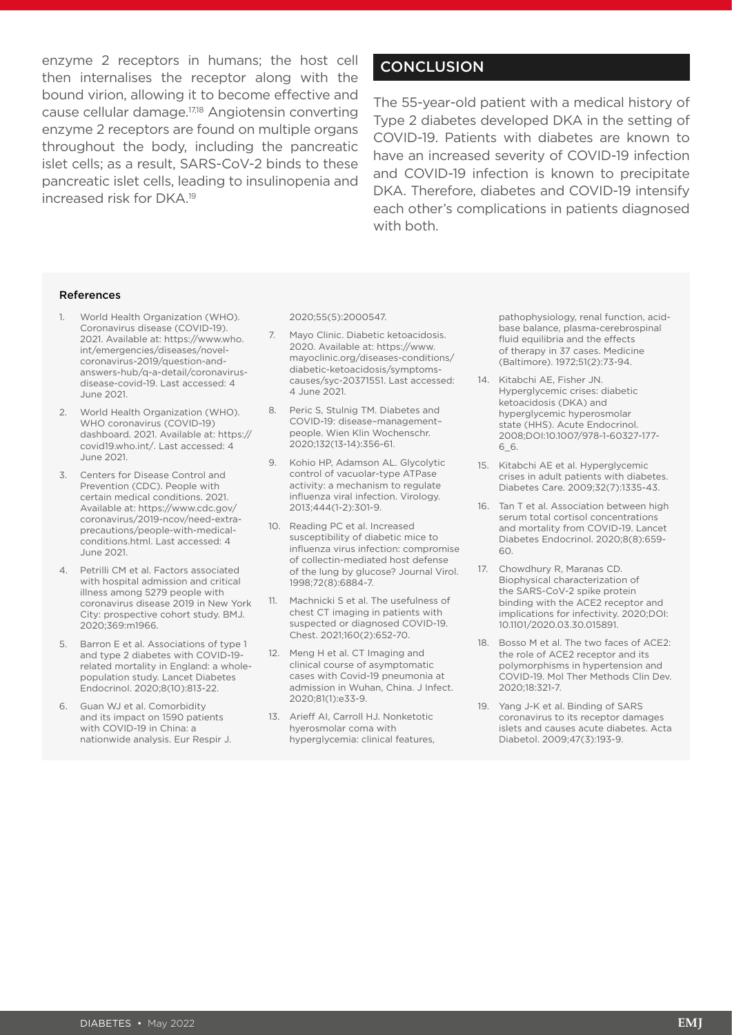enzyme 2 receptors in humans; the host cell then internalises the receptor along with the bound virion, allowing it to become effective and cause cellular damage.[17,18] Angiotensin converting enzyme 2 receptors are found on multiple organs throughout the body, including the pancreatic islet cells; as a result, SARS-CoV-2 binds to these pancreatic islet cells, leading to insulinopenia and increased risk for DKA.[19]

## CONCLUSION

The 55-year-old patient with a medical history of Type 2 diabetes developed DKA in the setting of COVID-19. Patients with diabetes are known to have an increased severity of COVID-19 infection and COVID-19 infection is known to precipitate DKA. Therefore, diabetes and COVID-19 intensify each other's complications in patients diagnosed with both.

### References

1. World Health Organization (WHO). Coronavirus disease (COVID-19). 2021. Available at: https://www.who.int/emergencies/diseases/novel-coronavirus-2019/question-and-answers-hub/q-a-detail/coronavirus-disease-covid-19. Last accessed: 4 June 2021.
2. World Health Organization (WHO). WHO coronavirus (COVID-19) dashboard. 2021. Available at: https://covid19.who.int/. Last accessed: 4 June 2021.
3. Centers for Disease Control and Prevention (CDC). People with certain medical conditions. 2021. Available at: https://www.cdc.gov/coronavirus/2019-ncov/need-extra-precautions/people-with-medical-conditions.html. Last accessed: 4 June 2021.
4. Petrilli CM et al. Factors associated with hospital admission and critical illness among 5279 people with coronavirus disease 2019 in New York City: prospective cohort study. BMJ. 2020;369:m1966.
5. Barron E et al. Associations of type 1 and type 2 diabetes with COVID-19-related mortality in England: a whole-population study. Lancet Diabetes Endocrinol. 2020;8(10):813-22.
6. Guan WJ et al. Comorbidity and its impact on 1590 patients with COVID-19 in China: a nationwide analysis. Eur Respir J. 2020;55(5):2000547.
7. Mayo Clinic. Diabetic ketoacidosis. 2020. Available at: https://www.mayoclinic.org/diseases-conditions/diabetic-ketoacidosis/symptoms-causes/syc-20371551. Last accessed: 4 June 2021.
8. Peric S, Stulnig TM. Diabetes and COVID-19: disease–management–people. Wien Klin Wochenschr. 2020;132(13-14):356-61.
9. Kohio HP, Adamson AL. Glycolytic control of vacuolar-type ATPase activity: a mechanism to regulate influenza viral infection. Virology. 2013;444(1-2):301-9.
10. Reading PC et al. Increased susceptibility of diabetic mice to influenza virus infection: compromise of collectin-mediated host defense of the lung by glucose? Journal Virol. 1998;72(8):6884-7.
11. Machnicki S et al. The usefulness of chest CT imaging in patients with suspected or diagnosed COVID-19. Chest. 2021;160(2):652-70.
12. Meng H et al. CT Imaging and clinical course of asymptomatic cases with Covid-19 pneumonia at admission in Wuhan, China. J Infect. 2020;81(1):e33-9.
13. Arieff AI, Carroll HJ. Nonketotic hyerosmolar coma with hyperglycemia: clinical features, pathophysiology, renal function, acid-base balance, plasma-cerebrospinal fluid equilibria and the effects of therapy in 37 cases. Medicine (Baltimore). 1972;51(2):73-94.
14. Kitabchi AE, Fisher JN. Hyperglycemic crises: diabetic ketoacidosis (DKA) and hyperglycemic hyperosmolar state (HHS). Acute Endocrinol. 2008;DOI:10.1007/978-1-60327-177-6_6.
15. Kitabchi AE et al. Hyperglycemic crises in adult patients with diabetes. Diabetes Care. 2009;32(7):1335-43.
16. Tan T et al. Association between high serum total cortisol concentrations and mortality from COVID-19. Lancet Diabetes Endocrinol. 2020;8(8):659-60.
17. Chowdhury R, Maranas CD. Biophysical characterization of the SARS-CoV-2 spike protein binding with the ACE2 receptor and implications for infectivity. 2020;DOI:10.1101/2020.03.30.015891.
18. Bosso M et al. The two faces of ACE2: the role of ACE2 receptor and its polymorphisms in hypertension and COVID-19. Mol Ther Methods Clin Dev. 2020;18:321-7.
19. Yang J-K et al. Binding of SARS coronavirus to its receptor damages islets and causes acute diabetes. Acta Diabetol. 2009;47(3):193-9.